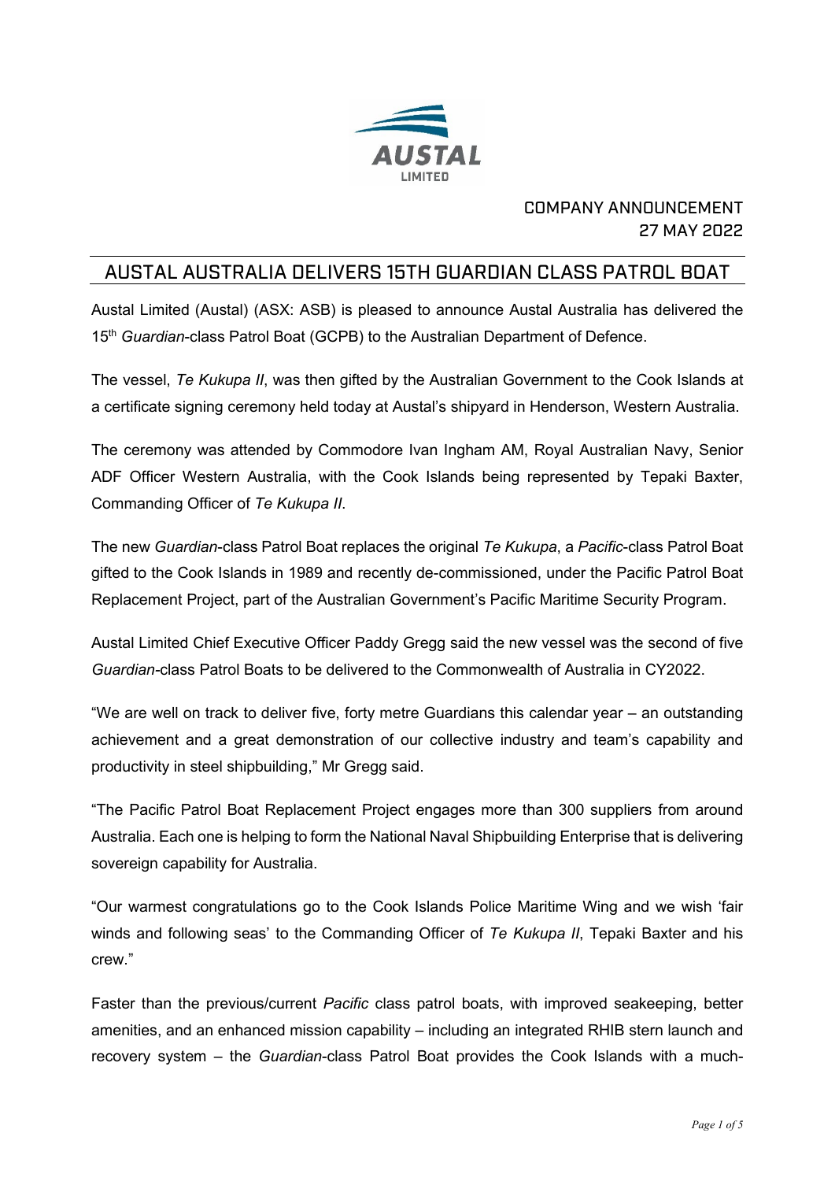AUSTAL
LIMITED

COMPANY ANNOUNCEMENT
27 MAY 2022

# AUSTAL AUSTRALIA DELIVERS 15TH GUARDIAN CLASS PATROL BOAT

Austal Limited (Austal) (ASX: ASB) is pleased to announce Austal Australia has delivered the 15th *Guardian*-class Patrol Boat (GCPB) to the Australian Department of Defence.

The vessel, *Te Kukupa II*, was then gifted by the Australian Government to the Cook Islands at a certificate signing ceremony held today at Austal's shipyard in Henderson, Western Australia.

The ceremony was attended by Commodore Ivan Ingham AM, Royal Australian Navy, Senior ADF Officer Western Australia, with the Cook Islands being represented by Tepaki Baxter, Commanding Officer of *Te Kukupa II*.

The new *Guardian*-class Patrol Boat replaces the original *Te Kukupa*, a *Pacific*-class Patrol Boat gifted to the Cook Islands in 1989 and recently de-commissioned, under the Pacific Patrol Boat Replacement Project, part of the Australian Government's Pacific Maritime Security Program.

Austal Limited Chief Executive Officer Paddy Gregg said the new vessel was the second of five *Guardian*-class Patrol Boats to be delivered to the Commonwealth of Australia in CY2022.

"We are well on track to deliver five, forty metre Guardians this calendar year – an outstanding achievement and a great demonstration of our collective industry and team's capability and productivity in steel shipbuilding," Mr Gregg said.

"The Pacific Patrol Boat Replacement Project engages more than 300 suppliers from around Australia. Each one is helping to form the National Naval Shipbuilding Enterprise that is delivering sovereign capability for Australia.

"Our warmest congratulations go to the Cook Islands Police Maritime Wing and we wish 'fair winds and following seas' to the Commanding Officer of *Te Kukupa II*, Tepaki Baxter and his crew."

Faster than the previous/current *Pacific* class patrol boats, with improved seakeeping, better amenities, and an enhanced mission capability – including an integrated RHIB stern launch and recovery system – the *Guardian*-class Patrol Boat provides the Cook Islands with a much-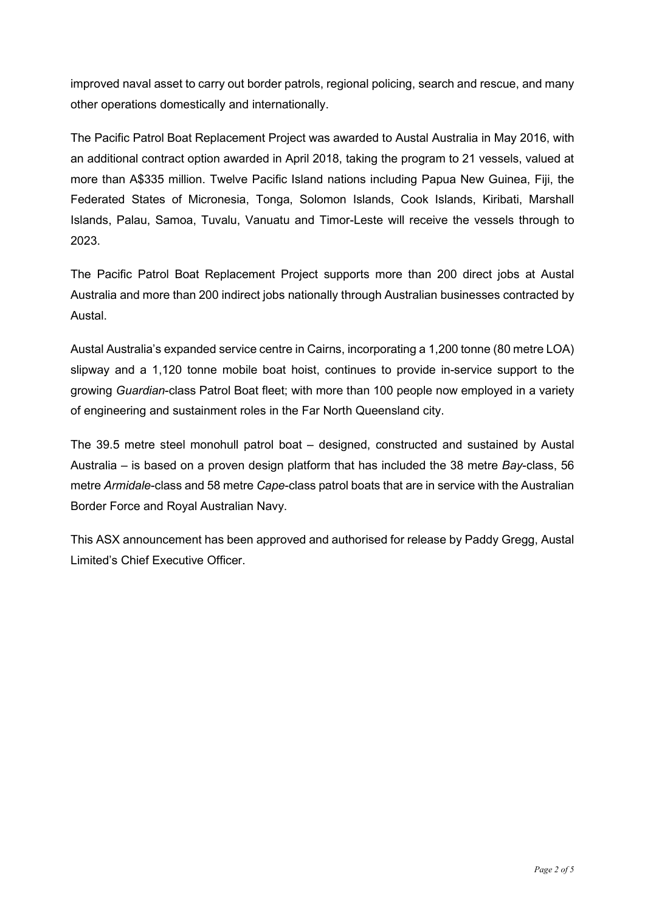improved naval asset to carry out border patrols, regional policing, search and rescue, and many other operations domestically and internationally.

The Pacific Patrol Boat Replacement Project was awarded to Austal Australia in May 2016, with an additional contract option awarded in April 2018, taking the program to 21 vessels, valued at more than A$335 million. Twelve Pacific Island nations including Papua New Guinea, Fiji, the Federated States of Micronesia, Tonga, Solomon Islands, Cook Islands, Kiribati, Marshall Islands, Palau, Samoa, Tuvalu, Vanuatu and Timor-Leste will receive the vessels through to 2023.

The Pacific Patrol Boat Replacement Project supports more than 200 direct jobs at Austal Australia and more than 200 indirect jobs nationally through Australian businesses contracted by Austal.

Austal Australia's expanded service centre in Cairns, incorporating a 1,200 tonne (80 metre LOA) slipway and a 1,120 tonne mobile boat hoist, continues to provide in-service support to the growing *Guardian*-class Patrol Boat fleet; with more than 100 people now employed in a variety of engineering and sustainment roles in the Far North Queensland city.

The 39.5 metre steel monohull patrol boat – designed, constructed and sustained by Austal Australia – is based on a proven design platform that has included the 38 metre *Bay*-class, 56 metre *Armidale*-class and 58 metre *Cape*-class patrol boats that are in service with the Australian Border Force and Royal Australian Navy.

This ASX announcement has been approved and authorised for release by Paddy Gregg, Austal Limited's Chief Executive Officer.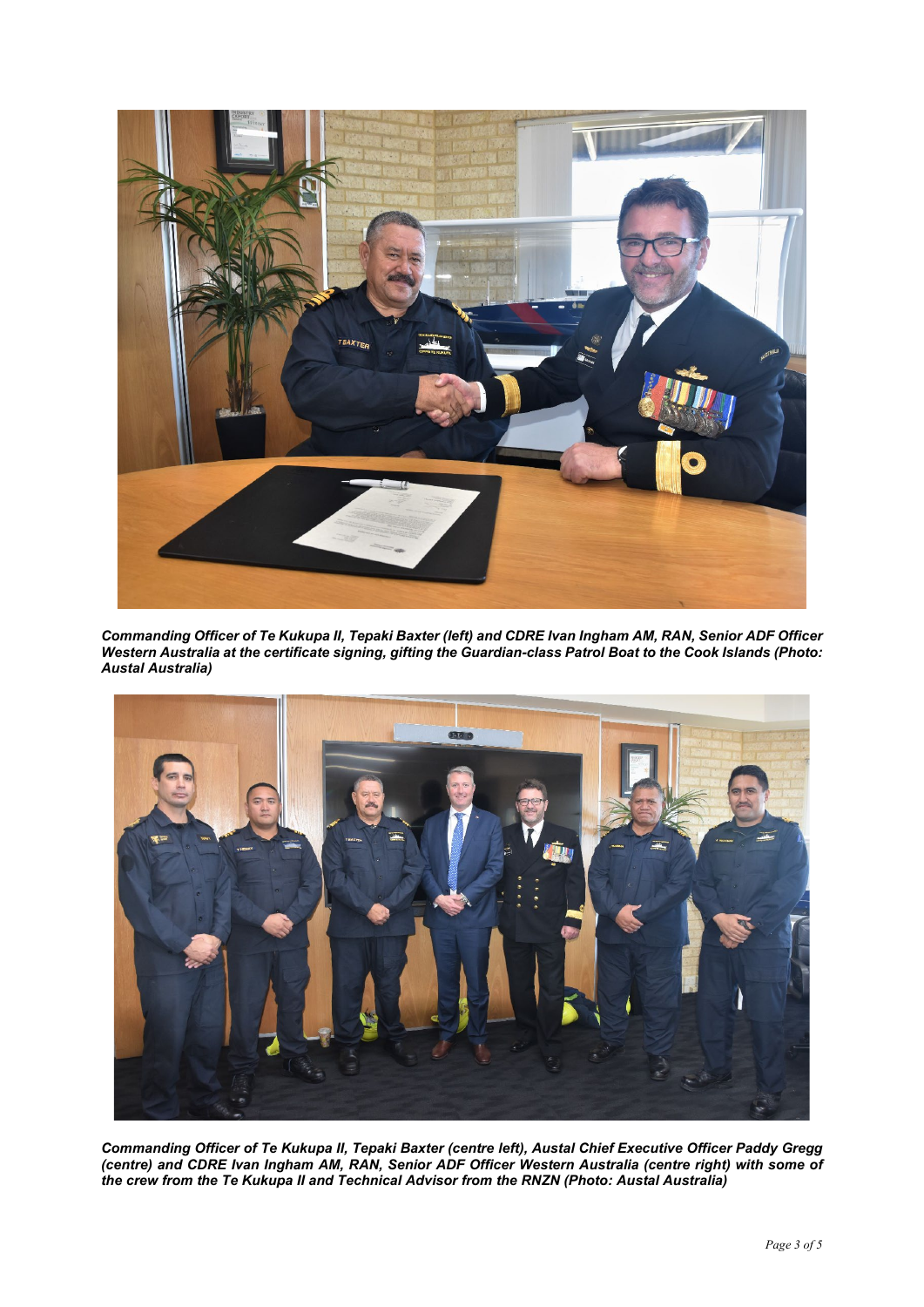***Commanding Officer of Te Kukupa II, Tepaki Baxter (left) and CDRE Ivan Ingham AM, RAN, Senior ADF Officer Western Australia at the certificate signing, gifting the Guardian-class Patrol Boat to the Cook Islands (Photo: Austal Australia)***

***Commanding Officer of Te Kukupa II, Tepaki Baxter (centre left), Austal Chief Executive Officer Paddy Gregg (centre) and CDRE Ivan Ingham AM, RAN, Senior ADF Officer Western Australia (centre right) with some of the crew from the Te Kukupa II and Technical Advisor from the RNZN (Photo: Austal Australia)***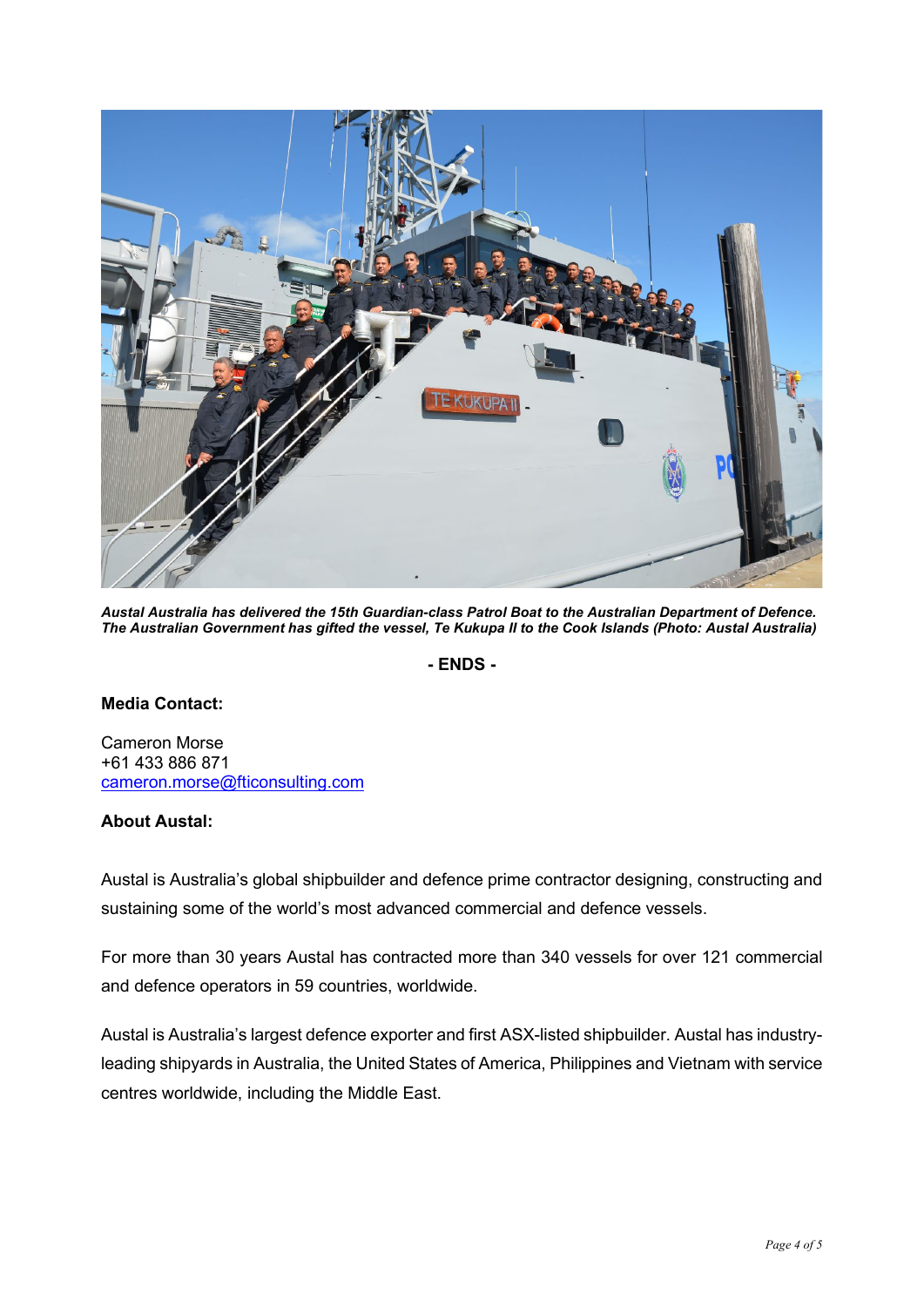***Austal Australia has delivered the 15th Guardian-class Patrol Boat to the Australian Department of Defence. The Australian Government has gifted the vessel, Te Kukupa II to the Cook Islands (Photo: Austal Australia)***

**- ENDS -**

**Media Contact:**

Cameron Morse
+61 433 886 871
cameron.morse@fticonsulting.com

**About Austal:**

Austal is Australia's global shipbuilder and defence prime contractor designing, constructing and sustaining some of the world's most advanced commercial and defence vessels.

For more than 30 years Austal has contracted more than 340 vessels for over 121 commercial and defence operators in 59 countries, worldwide.

Austal is Australia's largest defence exporter and first ASX-listed shipbuilder. Austal has industry-leading shipyards in Australia, the United States of America, Philippines and Vietnam with service centres worldwide, including the Middle East.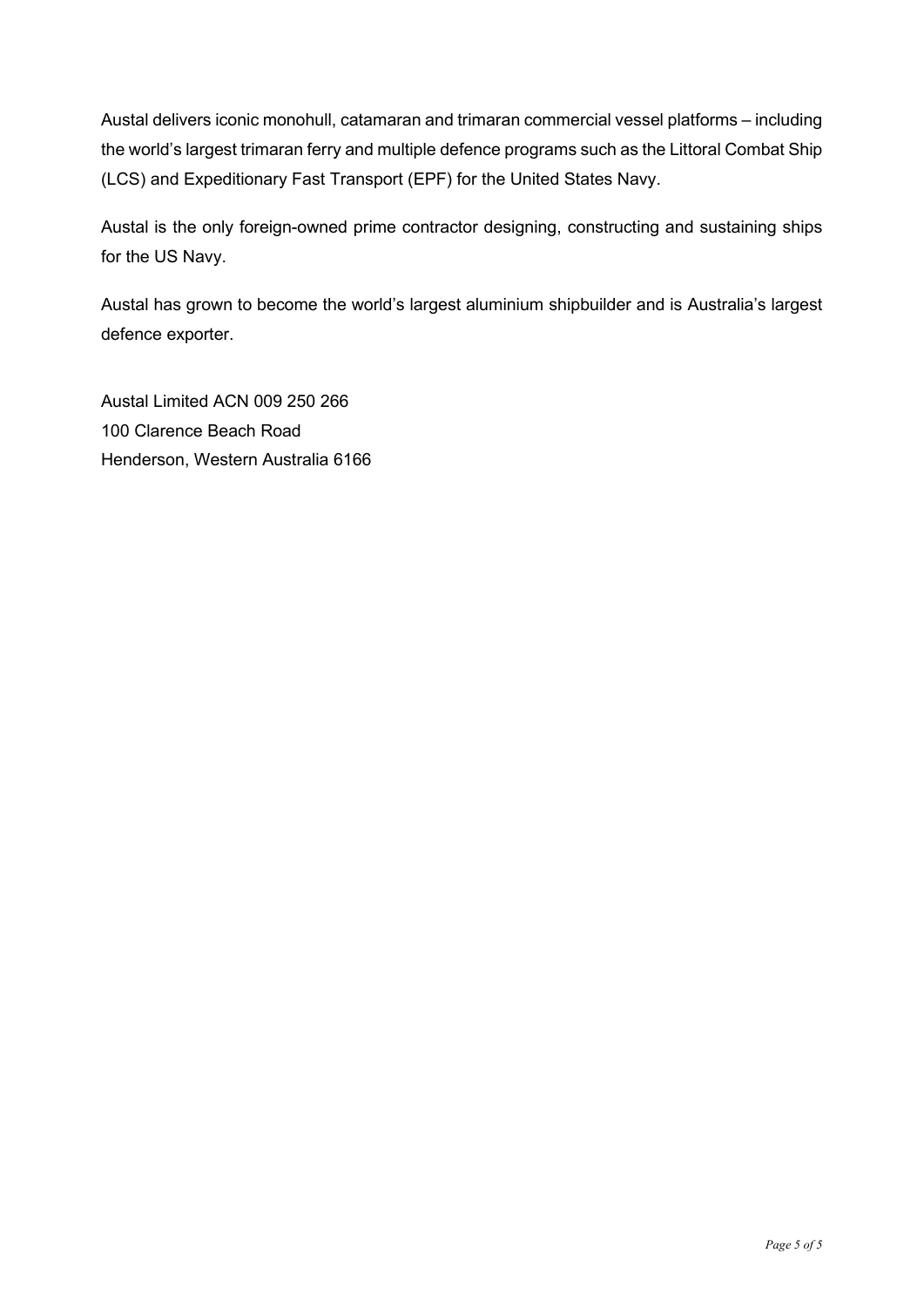Austal delivers iconic monohull, catamaran and trimaran commercial vessel platforms – including the world's largest trimaran ferry and multiple defence programs such as the Littoral Combat Ship (LCS) and Expeditionary Fast Transport (EPF) for the United States Navy.

Austal is the only foreign-owned prime contractor designing, constructing and sustaining ships for the US Navy.

Austal has grown to become the world's largest aluminium shipbuilder and is Australia's largest defence exporter.

Austal Limited ACN 009 250 266  
100 Clarence Beach Road  
Henderson, Western Australia 6166